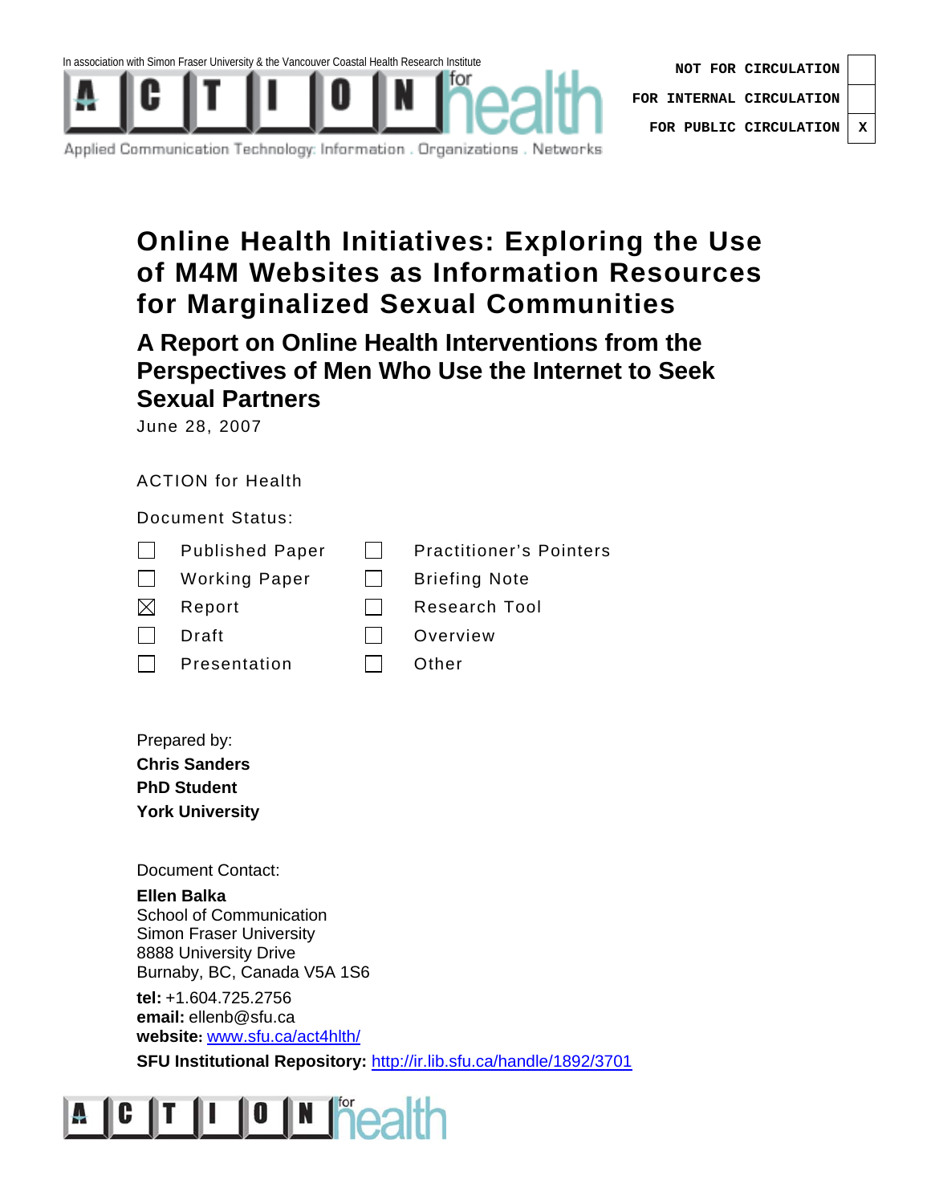In association with Simon Fraser University & the Vancouver Coastal Health Research Institute

ACTION for health

Applied Communication Technology: Information . Organizations . Networks

| | |
|---|---|
| NOT FOR CIRCULATION | |
| FOR INTERNAL CIRCULATION | |
| FOR PUBLIC CIRCULATION | X |

# Online Health Initiatives: Exploring the Use of M4M Websites as Information Resources for Marginalized Sexual Communities

## A Report on Online Health Interventions from the Perspectives of Men Who Use the Internet to Seek Sexual Partners

June 28, 2007

ACTION for Health

Document Status:

| | | | |
|---|---|---|---|
| ☐ | Published Paper | ☐ | Practitioner's Pointers |
| ☐ | Working Paper | ☐ | Briefing Note |
| ☒ | Report | ☐ | Research Tool |
| ☐ | Draft | ☐ | Overview |
| ☐ | Presentation | ☐ | Other |

Prepared by:
**Chris Sanders**
**PhD Student**
**York University**

Document Contact:

**Ellen Balka**
School of Communication
Simon Fraser University
8888 University Drive
Burnaby, BC, Canada V5A 1S6

**tel:** +1.604.725.2756
**email:** ellenb@sfu.ca
**website:** www.sfu.ca/act4hlth/
**SFU Institutional Repository:** http://ir.lib.sfu.ca/handle/1892/3701

ACTION for health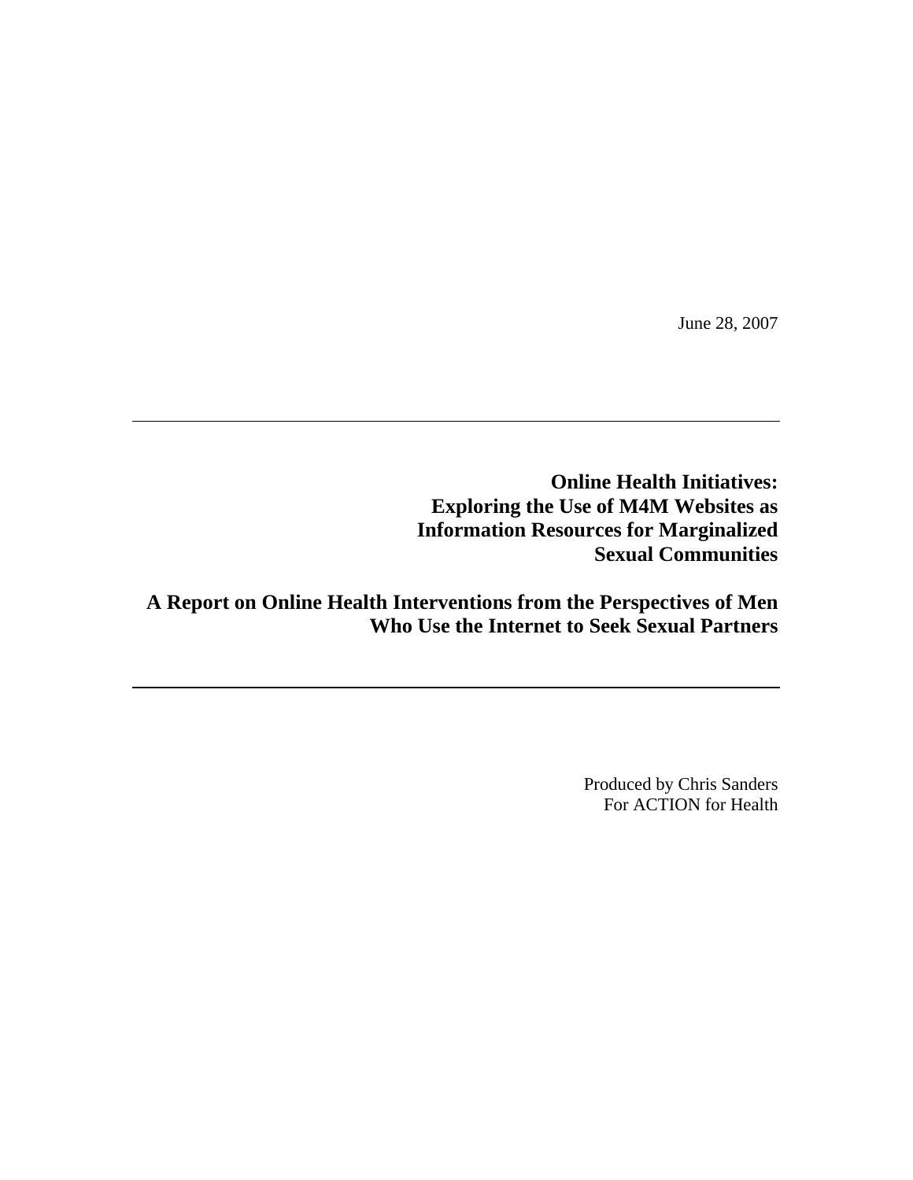June 28, 2007

---

# Online Health Initiatives: Exploring the Use of M4M Websites as Information Resources for Marginalized Sexual Communities

## A Report on Online Health Interventions from the Perspectives of Men Who Use the Internet to Seek Sexual Partners

---

Produced by Chris Sanders
For ACTION for Health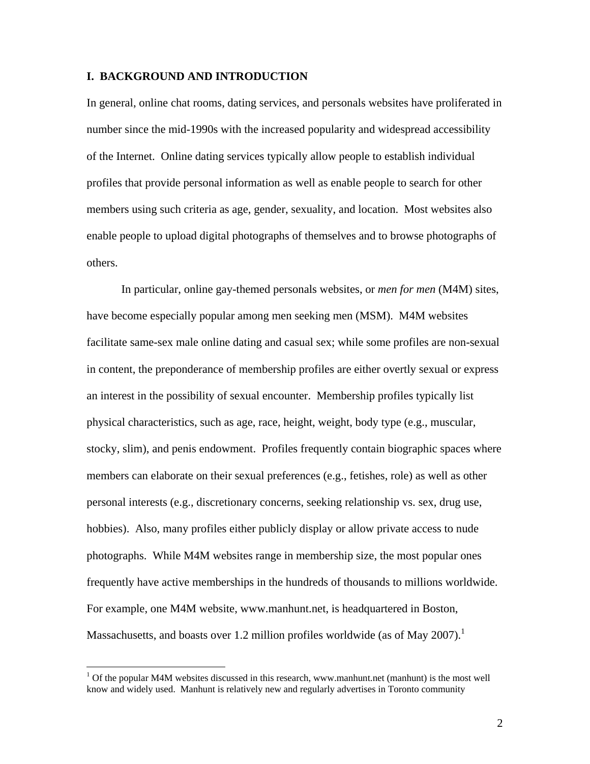## I. BACKGROUND AND INTRODUCTION

In general, online chat rooms, dating services, and personals websites have proliferated in number since the mid-1990s with the increased popularity and widespread accessibility of the Internet. Online dating services typically allow people to establish individual profiles that provide personal information as well as enable people to search for other members using such criteria as age, gender, sexuality, and location. Most websites also enable people to upload digital photographs of themselves and to browse photographs of others.

In particular, online gay-themed personals websites, or *men for men* (M4M) sites, have become especially popular among men seeking men (MSM). M4M websites facilitate same-sex male online dating and casual sex; while some profiles are non-sexual in content, the preponderance of membership profiles are either overtly sexual or express an interest in the possibility of sexual encounter. Membership profiles typically list physical characteristics, such as age, race, height, weight, body type (e.g., muscular, stocky, slim), and penis endowment. Profiles frequently contain biographic spaces where members can elaborate on their sexual preferences (e.g., fetishes, role) as well as other personal interests (e.g., discretionary concerns, seeking relationship vs. sex, drug use, hobbies). Also, many profiles either publicly display or allow private access to nude photographs. While M4M websites range in membership size, the most popular ones frequently have active memberships in the hundreds of thousands to millions worldwide. For example, one M4M website, www.manhunt.net, is headquartered in Boston, Massachusetts, and boasts over 1.2 million profiles worldwide (as of May 2007).[1]

[1] Of the popular M4M websites discussed in this research, www.manhunt.net (manhunt) is the most well know and widely used. Manhunt is relatively new and regularly advertises in Toronto community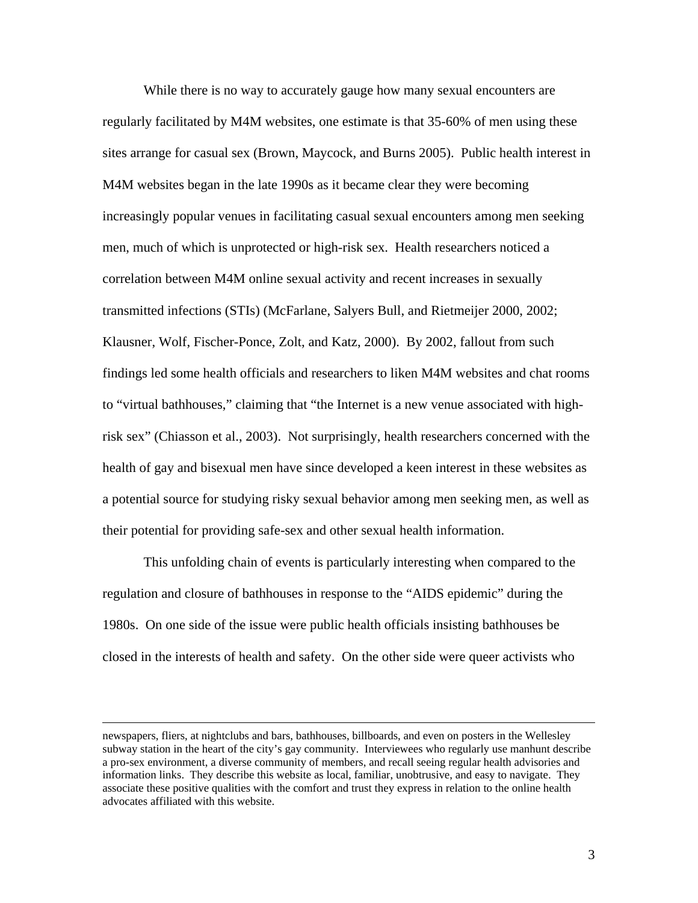While there is no way to accurately gauge how many sexual encounters are regularly facilitated by M4M websites, one estimate is that 35-60% of men using these sites arrange for casual sex (Brown, Maycock, and Burns 2005). Public health interest in M4M websites began in the late 1990s as it became clear they were becoming increasingly popular venues in facilitating casual sexual encounters among men seeking men, much of which is unprotected or high-risk sex. Health researchers noticed a correlation between M4M online sexual activity and recent increases in sexually transmitted infections (STIs) (McFarlane, Salyers Bull, and Rietmeijer 2000, 2002; Klausner, Wolf, Fischer-Ponce, Zolt, and Katz, 2000). By 2002, fallout from such findings led some health officials and researchers to liken M4M websites and chat rooms to "virtual bathhouses," claiming that "the Internet is a new venue associated with high-risk sex" (Chiasson et al., 2003). Not surprisingly, health researchers concerned with the health of gay and bisexual men have since developed a keen interest in these websites as a potential source for studying risky sexual behavior among men seeking men, as well as their potential for providing safe-sex and other sexual health information.

This unfolding chain of events is particularly interesting when compared to the regulation and closure of bathhouses in response to the "AIDS epidemic" during the 1980s. On one side of the issue were public health officials insisting bathhouses be closed in the interests of health and safety. On the other side were queer activists who

---

newspapers, fliers, at nightclubs and bars, bathhouses, billboards, and even on posters in the Wellesley subway station in the heart of the city's gay community. Interviewees who regularly use manhunt describe a pro-sex environment, a diverse community of members, and recall seeing regular health advisories and information links. They describe this website as local, familiar, unobtrusive, and easy to navigate. They associate these positive qualities with the comfort and trust they express in relation to the online health advocates affiliated with this website.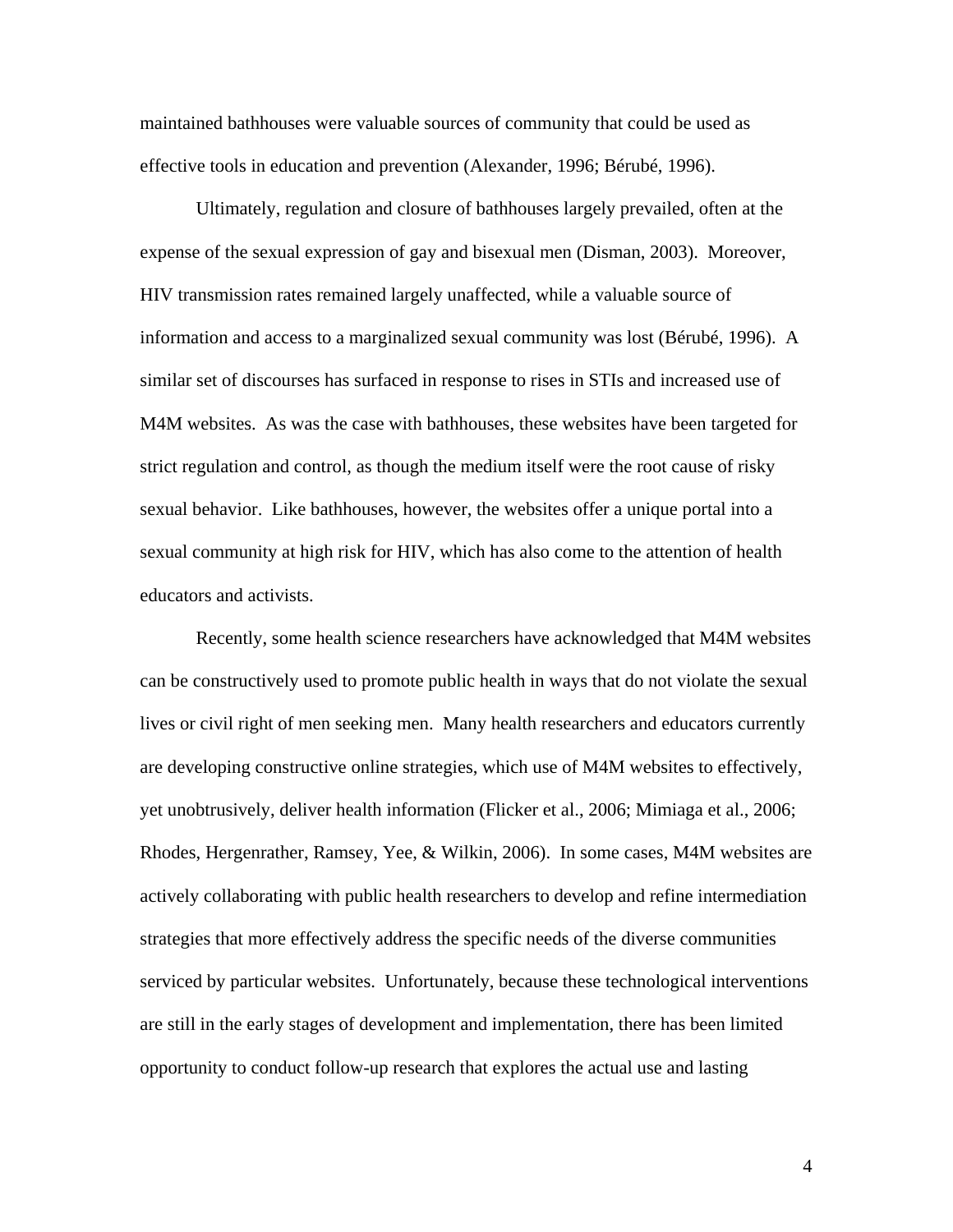maintained bathhouses were valuable sources of community that could be used as effective tools in education and prevention (Alexander, 1996; Bérubé, 1996).

Ultimately, regulation and closure of bathhouses largely prevailed, often at the expense of the sexual expression of gay and bisexual men (Disman, 2003). Moreover, HIV transmission rates remained largely unaffected, while a valuable source of information and access to a marginalized sexual community was lost (Bérubé, 1996). A similar set of discourses has surfaced in response to rises in STIs and increased use of M4M websites. As was the case with bathhouses, these websites have been targeted for strict regulation and control, as though the medium itself were the root cause of risky sexual behavior. Like bathhouses, however, the websites offer a unique portal into a sexual community at high risk for HIV, which has also come to the attention of health educators and activists.

Recently, some health science researchers have acknowledged that M4M websites can be constructively used to promote public health in ways that do not violate the sexual lives or civil right of men seeking men. Many health researchers and educators currently are developing constructive online strategies, which use of M4M websites to effectively, yet unobtrusively, deliver health information (Flicker et al., 2006; Mimiaga et al., 2006; Rhodes, Hergenrather, Ramsey, Yee, & Wilkin, 2006). In some cases, M4M websites are actively collaborating with public health researchers to develop and refine intermediation strategies that more effectively address the specific needs of the diverse communities serviced by particular websites. Unfortunately, because these technological interventions are still in the early stages of development and implementation, there has been limited opportunity to conduct follow-up research that explores the actual use and lasting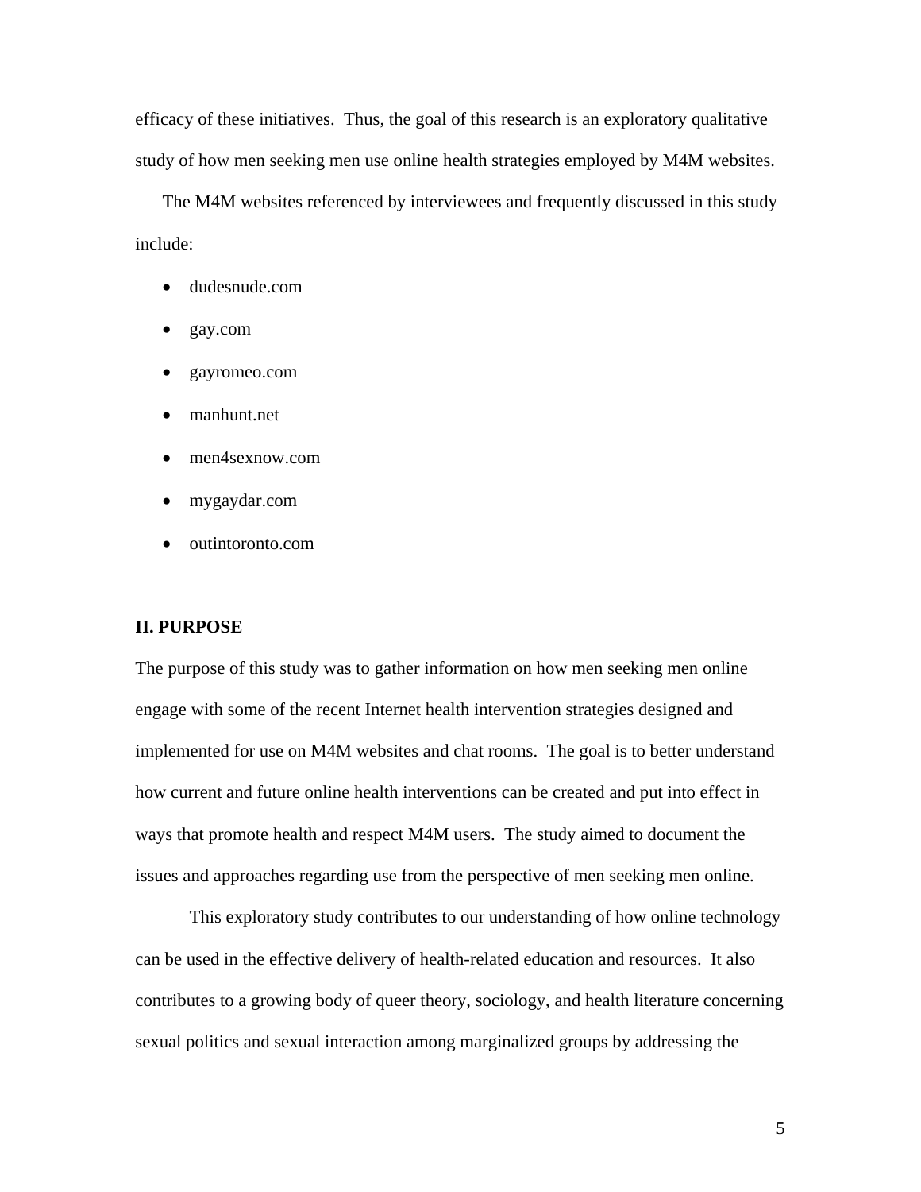efficacy of these initiatives. Thus, the goal of this research is an exploratory qualitative study of how men seeking men use online health strategies employed by M4M websites.

The M4M websites referenced by interviewees and frequently discussed in this study include:

- dudesnude.com
- gay.com
- gayromeo.com
- manhunt.net
- men4sexnow.com
- mygaydar.com
- outintoronto.com

## II. PURPOSE

The purpose of this study was to gather information on how men seeking men online engage with some of the recent Internet health intervention strategies designed and implemented for use on M4M websites and chat rooms. The goal is to better understand how current and future online health interventions can be created and put into effect in ways that promote health and respect M4M users. The study aimed to document the issues and approaches regarding use from the perspective of men seeking men online.

This exploratory study contributes to our understanding of how online technology can be used in the effective delivery of health-related education and resources. It also contributes to a growing body of queer theory, sociology, and health literature concerning sexual politics and sexual interaction among marginalized groups by addressing the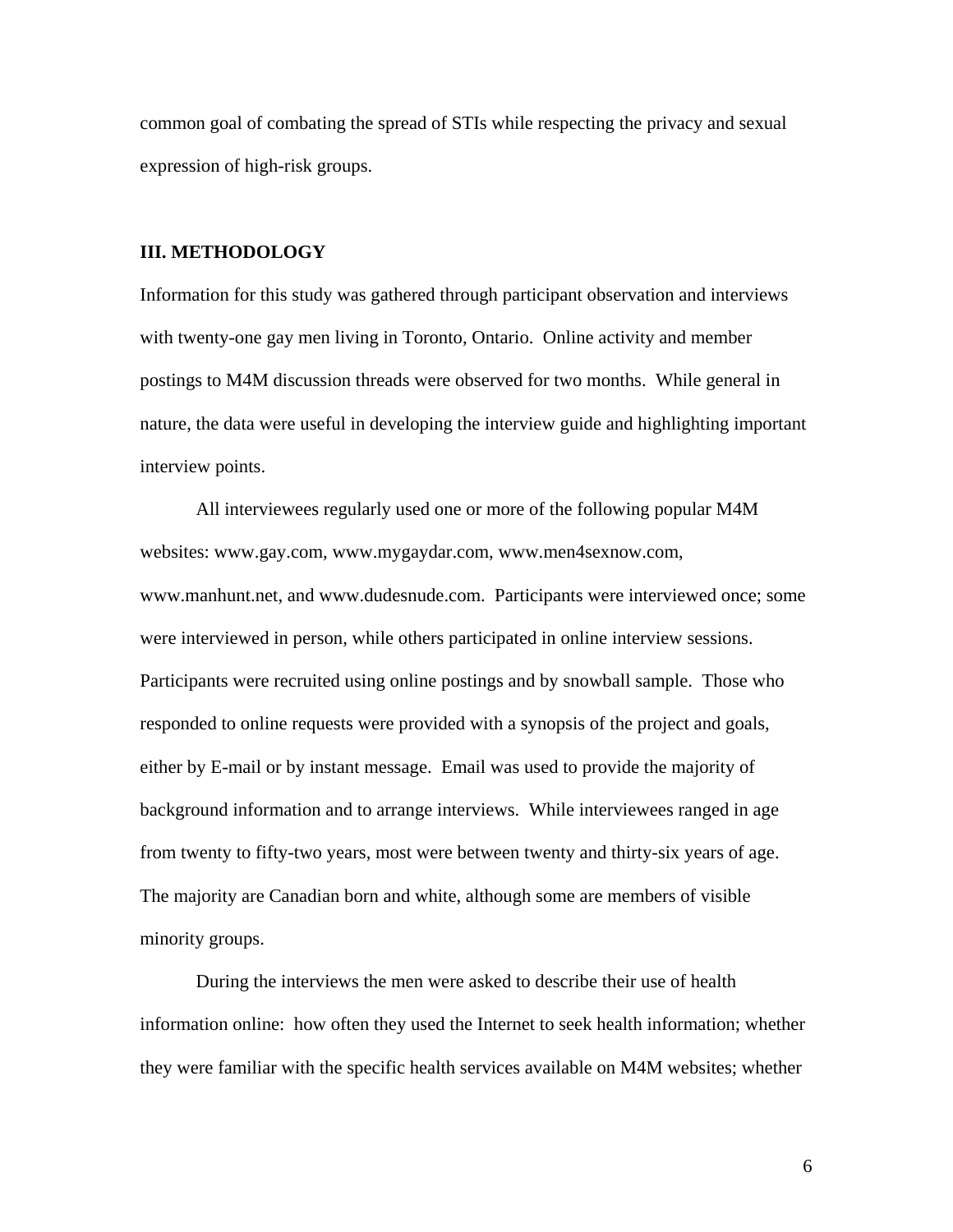common goal of combating the spread of STIs while respecting the privacy and sexual expression of high-risk groups.

## III. METHODOLOGY

Information for this study was gathered through participant observation and interviews with twenty-one gay men living in Toronto, Ontario. Online activity and member postings to M4M discussion threads were observed for two months. While general in nature, the data were useful in developing the interview guide and highlighting important interview points.

All interviewees regularly used one or more of the following popular M4M websites: www.gay.com, www.mygaydar.com, www.men4sexnow.com, www.manhunt.net, and www.dudesnude.com. Participants were interviewed once; some were interviewed in person, while others participated in online interview sessions. Participants were recruited using online postings and by snowball sample. Those who responded to online requests were provided with a synopsis of the project and goals, either by E-mail or by instant message. Email was used to provide the majority of background information and to arrange interviews. While interviewees ranged in age from twenty to fifty-two years, most were between twenty and thirty-six years of age. The majority are Canadian born and white, although some are members of visible minority groups.

During the interviews the men were asked to describe their use of health information online: how often they used the Internet to seek health information; whether they were familiar with the specific health services available on M4M websites; whether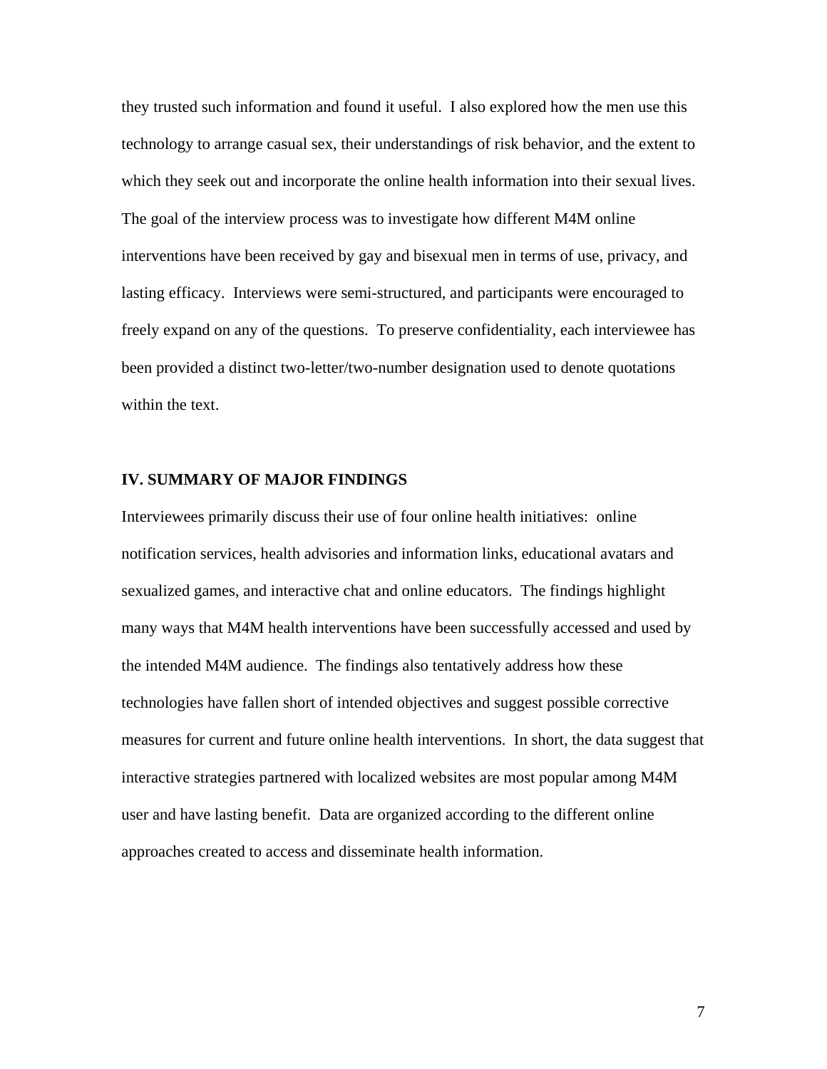they trusted such information and found it useful.  I also explored how the men use this technology to arrange casual sex, their understandings of risk behavior, and the extent to which they seek out and incorporate the online health information into their sexual lives. The goal of the interview process was to investigate how different M4M online interventions have been received by gay and bisexual men in terms of use, privacy, and lasting efficacy.  Interviews were semi-structured, and participants were encouraged to freely expand on any of the questions.  To preserve confidentiality, each interviewee has been provided a distinct two-letter/two-number designation used to denote quotations within the text.

## IV. SUMMARY OF MAJOR FINDINGS

Interviewees primarily discuss their use of four online health initiatives:  online notification services, health advisories and information links, educational avatars and sexualized games, and interactive chat and online educators.  The findings highlight many ways that M4M health interventions have been successfully accessed and used by the intended M4M audience.  The findings also tentatively address how these technologies have fallen short of intended objectives and suggest possible corrective measures for current and future online health interventions.  In short, the data suggest that interactive strategies partnered with localized websites are most popular among M4M user and have lasting benefit.  Data are organized according to the different online approaches created to access and disseminate health information.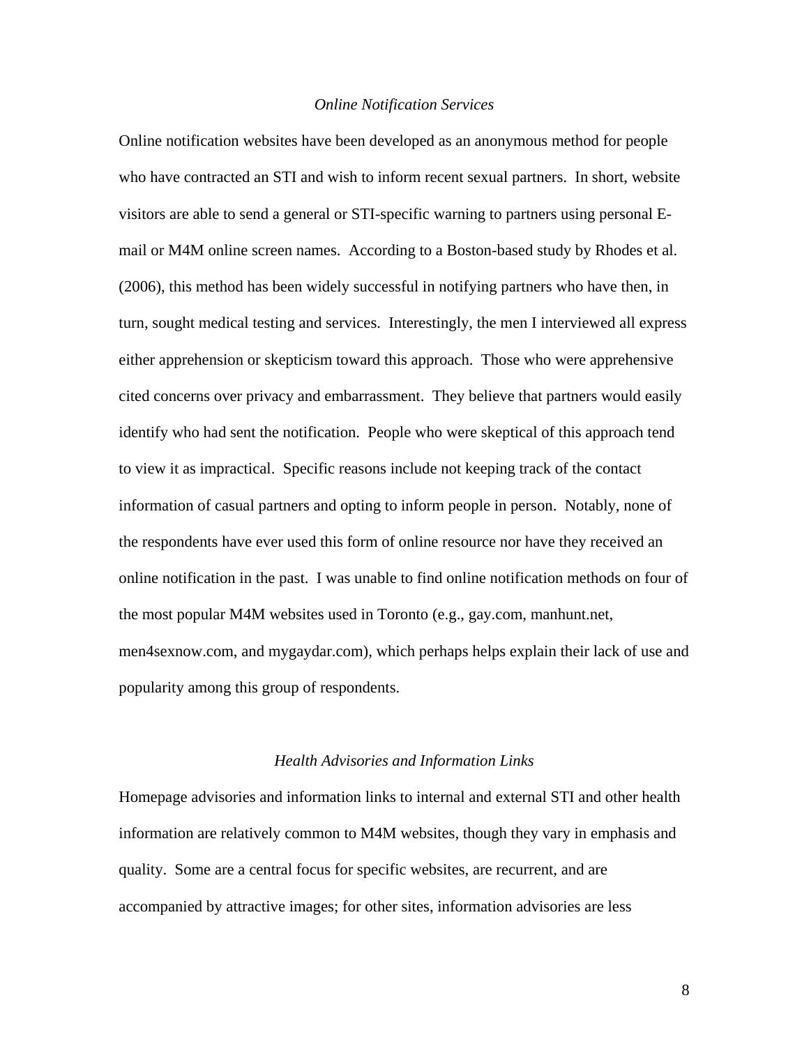### *Online Notification Services*

Online notification websites have been developed as an anonymous method for people who have contracted an STI and wish to inform recent sexual partners. In short, website visitors are able to send a general or STI-specific warning to partners using personal E-mail or M4M online screen names. According to a Boston-based study by Rhodes et al. (2006), this method has been widely successful in notifying partners who have then, in turn, sought medical testing and services. Interestingly, the men I interviewed all express either apprehension or skepticism toward this approach. Those who were apprehensive cited concerns over privacy and embarrassment. They believe that partners would easily identify who had sent the notification. People who were skeptical of this approach tend to view it as impractical. Specific reasons include not keeping track of the contact information of casual partners and opting to inform people in person. Notably, none of the respondents have ever used this form of online resource nor have they received an online notification in the past. I was unable to find online notification methods on four of the most popular M4M websites used in Toronto (e.g., gay.com, manhunt.net, men4sexnow.com, and mygaydar.com), which perhaps helps explain their lack of use and popularity among this group of respondents.

### *Health Advisories and Information Links*

Homepage advisories and information links to internal and external STI and other health information are relatively common to M4M websites, though they vary in emphasis and quality. Some are a central focus for specific websites, are recurrent, and are accompanied by attractive images; for other sites, information advisories are less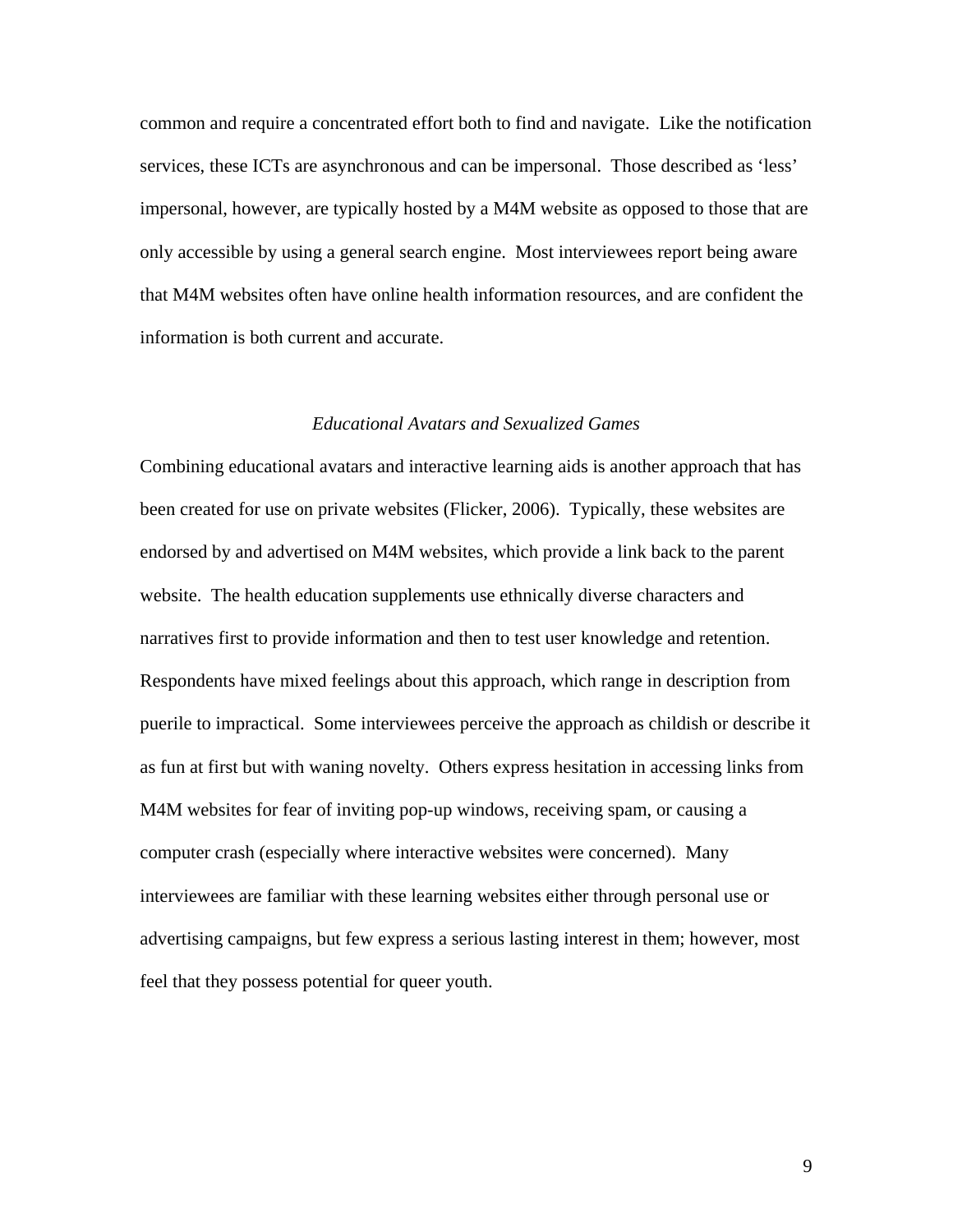common and require a concentrated effort both to find and navigate. Like the notification services, these ICTs are asynchronous and can be impersonal. Those described as 'less' impersonal, however, are typically hosted by a M4M website as opposed to those that are only accessible by using a general search engine. Most interviewees report being aware that M4M websites often have online health information resources, and are confident the information is both current and accurate.

### *Educational Avatars and Sexualized Games*

Combining educational avatars and interactive learning aids is another approach that has been created for use on private websites (Flicker, 2006). Typically, these websites are endorsed by and advertised on M4M websites, which provide a link back to the parent website. The health education supplements use ethnically diverse characters and narratives first to provide information and then to test user knowledge and retention. Respondents have mixed feelings about this approach, which range in description from puerile to impractical. Some interviewees perceive the approach as childish or describe it as fun at first but with waning novelty. Others express hesitation in accessing links from M4M websites for fear of inviting pop-up windows, receiving spam, or causing a computer crash (especially where interactive websites were concerned). Many interviewees are familiar with these learning websites either through personal use or advertising campaigns, but few express a serious lasting interest in them; however, most feel that they possess potential for queer youth.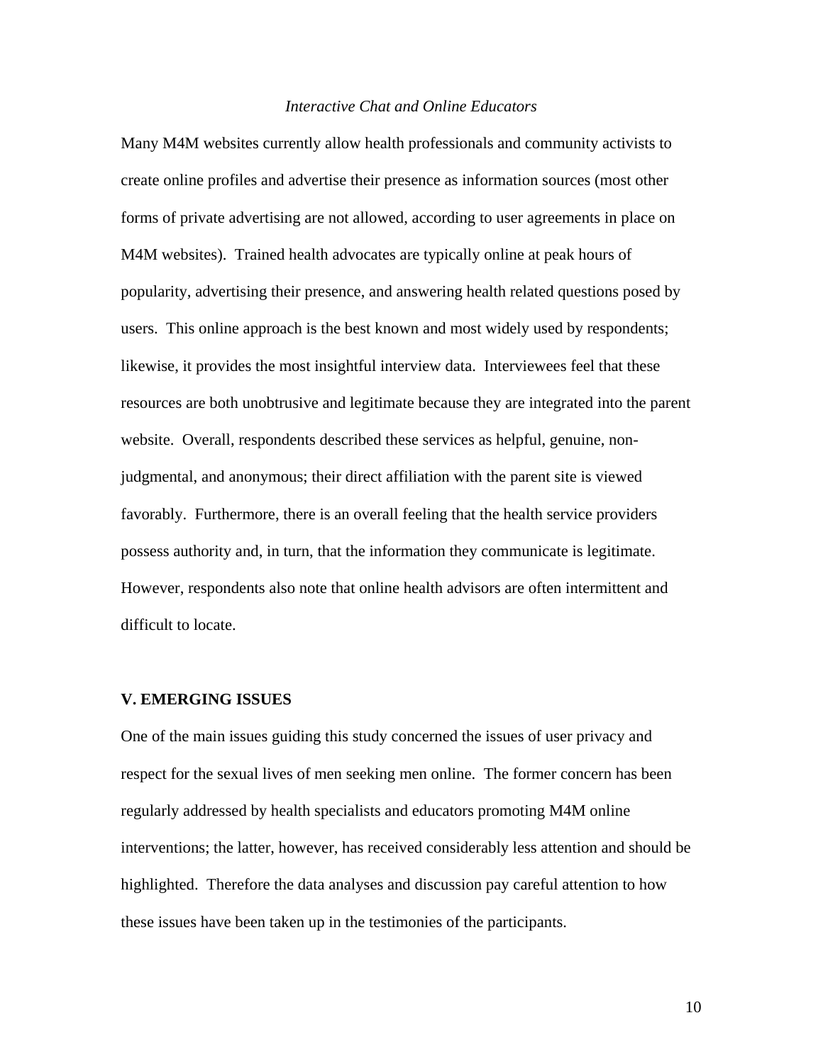### *Interactive Chat and Online Educators*

Many M4M websites currently allow health professionals and community activists to create online profiles and advertise their presence as information sources (most other forms of private advertising are not allowed, according to user agreements in place on M4M websites). Trained health advocates are typically online at peak hours of popularity, advertising their presence, and answering health related questions posed by users. This online approach is the best known and most widely used by respondents; likewise, it provides the most insightful interview data. Interviewees feel that these resources are both unobtrusive and legitimate because they are integrated into the parent website. Overall, respondents described these services as helpful, genuine, non-judgmental, and anonymous; their direct affiliation with the parent site is viewed favorably. Furthermore, there is an overall feeling that the health service providers possess authority and, in turn, that the information they communicate is legitimate. However, respondents also note that online health advisors are often intermittent and difficult to locate.

## V. EMERGING ISSUES

One of the main issues guiding this study concerned the issues of user privacy and respect for the sexual lives of men seeking men online. The former concern has been regularly addressed by health specialists and educators promoting M4M online interventions; the latter, however, has received considerably less attention and should be highlighted. Therefore the data analyses and discussion pay careful attention to how these issues have been taken up in the testimonies of the participants.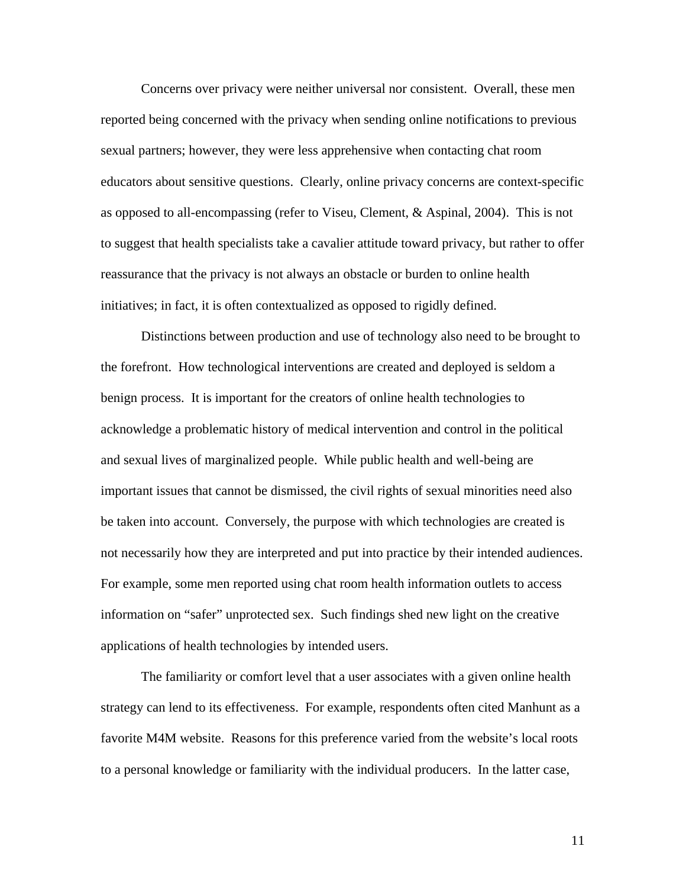Concerns over privacy were neither universal nor consistent. Overall, these men reported being concerned with the privacy when sending online notifications to previous sexual partners; however, they were less apprehensive when contacting chat room educators about sensitive questions. Clearly, online privacy concerns are context-specific as opposed to all-encompassing (refer to Viseu, Clement, & Aspinal, 2004). This is not to suggest that health specialists take a cavalier attitude toward privacy, but rather to offer reassurance that the privacy is not always an obstacle or burden to online health initiatives; in fact, it is often contextualized as opposed to rigidly defined.

Distinctions between production and use of technology also need to be brought to the forefront. How technological interventions are created and deployed is seldom a benign process. It is important for the creators of online health technologies to acknowledge a problematic history of medical intervention and control in the political and sexual lives of marginalized people. While public health and well-being are important issues that cannot be dismissed, the civil rights of sexual minorities need also be taken into account. Conversely, the purpose with which technologies are created is not necessarily how they are interpreted and put into practice by their intended audiences. For example, some men reported using chat room health information outlets to access information on "safer" unprotected sex. Such findings shed new light on the creative applications of health technologies by intended users.

The familiarity or comfort level that a user associates with a given online health strategy can lend to its effectiveness. For example, respondents often cited Manhunt as a favorite M4M website. Reasons for this preference varied from the website's local roots to a personal knowledge or familiarity with the individual producers. In the latter case,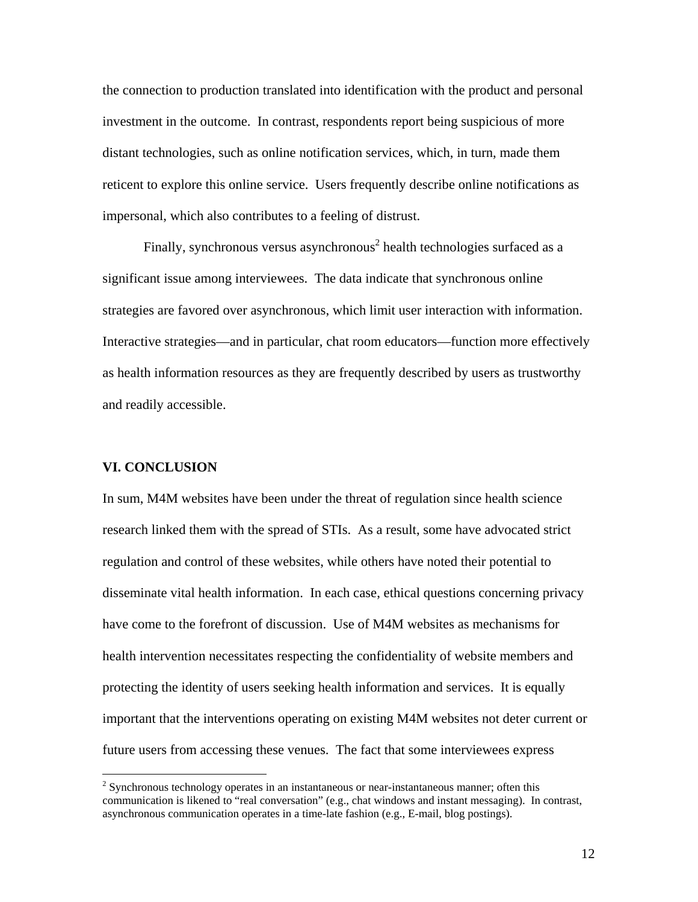the connection to production translated into identification with the product and personal investment in the outcome.  In contrast, respondents report being suspicious of more distant technologies, such as online notification services, which, in turn, made them reticent to explore this online service.  Users frequently describe online notifications as impersonal, which also contributes to a feeling of distrust.

Finally, synchronous versus asynchronous[2] health technologies surfaced as a significant issue among interviewees.  The data indicate that synchronous online strategies are favored over asynchronous, which limit user interaction with information.  Interactive strategies—and in particular, chat room educators—function more effectively as health information resources as they are frequently described by users as trustworthy and readily accessible.

## VI. CONCLUSION

In sum, M4M websites have been under the threat of regulation since health science research linked them with the spread of STIs.  As a result, some have advocated strict regulation and control of these websites, while others have noted their potential to disseminate vital health information.  In each case, ethical questions concerning privacy have come to the forefront of discussion.  Use of M4M websites as mechanisms for health intervention necessitates respecting the confidentiality of website members and protecting the identity of users seeking health information and services.  It is equally important that the interventions operating on existing M4M websites not deter current or future users from accessing these venues.  The fact that some interviewees express

[2] Synchronous technology operates in an instantaneous or near-instantaneous manner; often this communication is likened to "real conversation" (e.g., chat windows and instant messaging).  In contrast, asynchronous communication operates in a time-late fashion (e.g., E-mail, blog postings).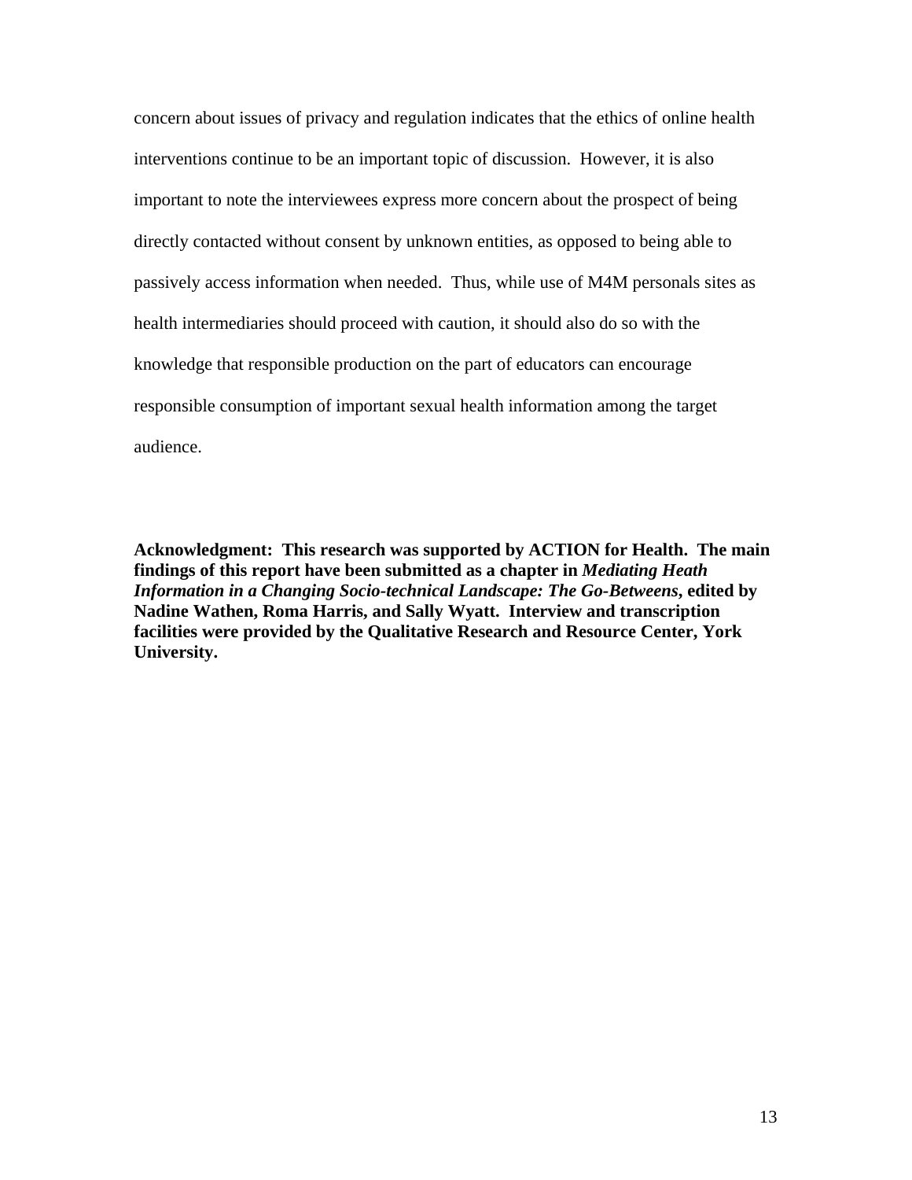concern about issues of privacy and regulation indicates that the ethics of online health interventions continue to be an important topic of discussion. However, it is also important to note the interviewees express more concern about the prospect of being directly contacted without consent by unknown entities, as opposed to being able to passively access information when needed. Thus, while use of M4M personals sites as health intermediaries should proceed with caution, it should also do so with the knowledge that responsible production on the part of educators can encourage responsible consumption of important sexual health information among the target audience.

**Acknowledgment: This research was supported by ACTION for Health. The main findings of this report have been submitted as a chapter in *Mediating Heath Information in a Changing Socio-technical Landscape: The Go-Betweens*, edited by Nadine Wathen, Roma Harris, and Sally Wyatt. Interview and transcription facilities were provided by the Qualitative Research and Resource Center, York University.**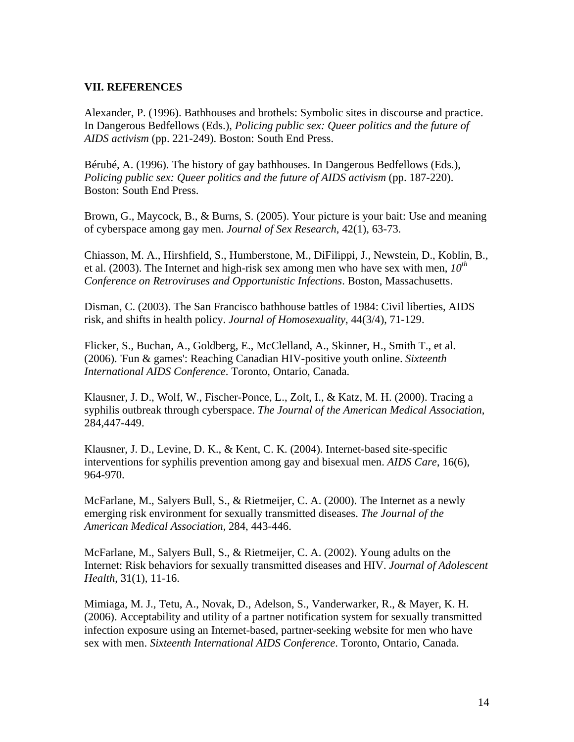## VII. REFERENCES

Alexander, P. (1996). Bathhouses and brothels: Symbolic sites in discourse and practice. In Dangerous Bedfellows (Eds.), *Policing public sex: Queer politics and the future of AIDS activism* (pp. 221-249). Boston: South End Press.

Bérubé, A. (1996). The history of gay bathhouses. In Dangerous Bedfellows (Eds.), *Policing public sex: Queer politics and the future of AIDS activism* (pp. 187-220). Boston: South End Press.

Brown, G., Maycock, B., & Burns, S. (2005). Your picture is your bait: Use and meaning of cyberspace among gay men. *Journal of Sex Research*, 42(1), 63-73.

Chiasson, M. A., Hirshfield, S., Humberstone, M., DiFilippi, J., Newstein, D., Koblin, B., et al. (2003). The Internet and high-risk sex among men who have sex with men, *10th Conference on Retroviruses and Opportunistic Infections*. Boston, Massachusetts.

Disman, C. (2003). The San Francisco bathhouse battles of 1984: Civil liberties, AIDS risk, and shifts in health policy. *Journal of Homosexuality*, 44(3/4), 71-129.

Flicker, S., Buchan, A., Goldberg, E., McClelland, A., Skinner, H., Smith T., et al. (2006). 'Fun & games': Reaching Canadian HIV-positive youth online. *Sixteenth International AIDS Conference*. Toronto, Ontario, Canada.

Klausner, J. D., Wolf, W., Fischer-Ponce, L., Zolt, I., & Katz, M. H. (2000). Tracing a syphilis outbreak through cyberspace. *The Journal of the American Medical Association*, 284,447-449.

Klausner, J. D., Levine, D. K., & Kent, C. K. (2004). Internet-based site-specific interventions for syphilis prevention among gay and bisexual men. *AIDS Care*, 16(6), 964-970.

McFarlane, M., Salyers Bull, S., & Rietmeijer, C. A. (2000). The Internet as a newly emerging risk environment for sexually transmitted diseases. *The Journal of the American Medical Association*, 284, 443-446.

McFarlane, M., Salyers Bull, S., & Rietmeijer, C. A. (2002). Young adults on the Internet: Risk behaviors for sexually transmitted diseases and HIV. *Journal of Adolescent Health*, 31(1), 11-16.

Mimiaga, M. J., Tetu, A., Novak, D., Adelson, S., Vanderwarker, R., & Mayer, K. H. (2006). Acceptability and utility of a partner notification system for sexually transmitted infection exposure using an Internet-based, partner-seeking website for men who have sex with men. *Sixteenth International AIDS Conference*. Toronto, Ontario, Canada.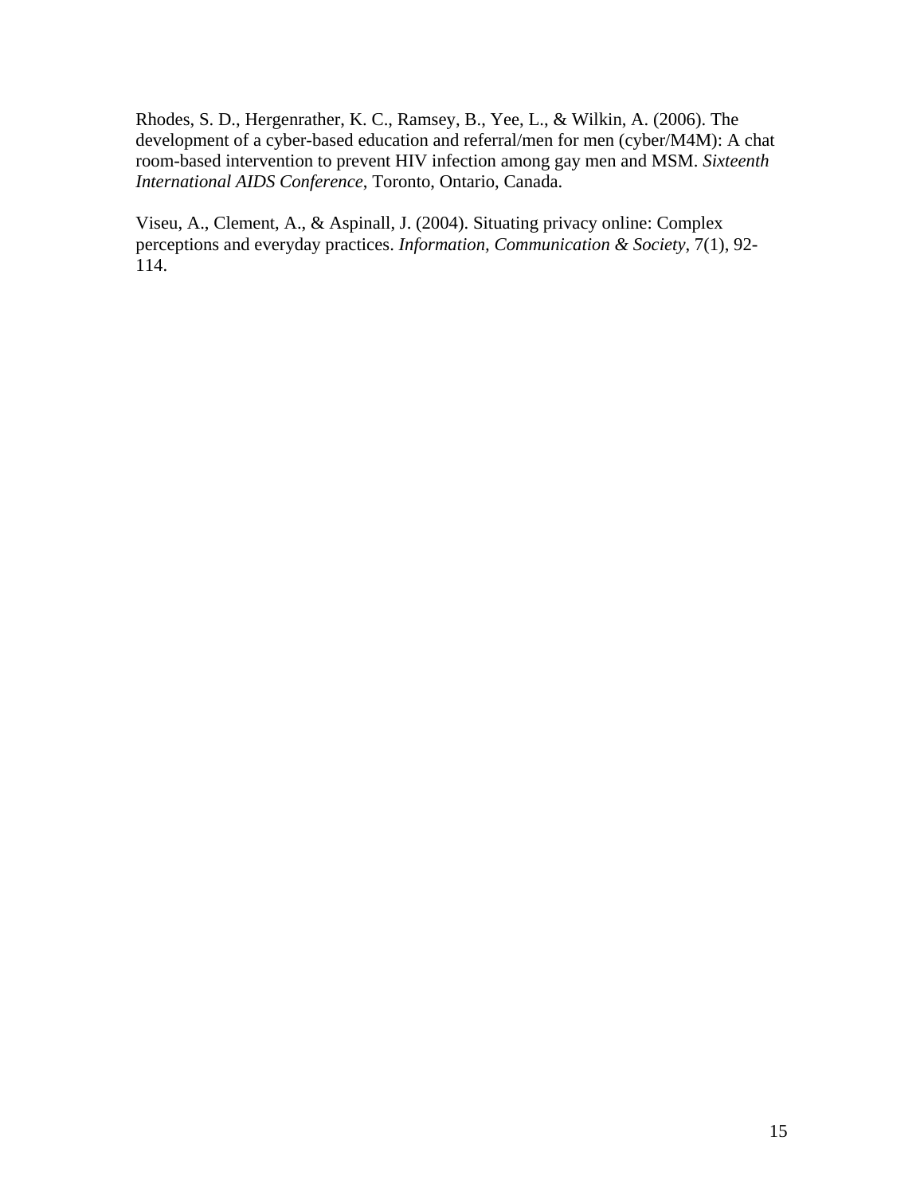Rhodes, S. D., Hergenrather, K. C., Ramsey, B., Yee, L., & Wilkin, A. (2006). The development of a cyber-based education and referral/men for men (cyber/M4M): A chat room-based intervention to prevent HIV infection among gay men and MSM. *Sixteenth International AIDS Conference*, Toronto, Ontario, Canada.

Viseu, A., Clement, A., & Aspinall, J. (2004). Situating privacy online: Complex perceptions and everyday practices. *Information, Communication & Society*, 7(1), 92-114.